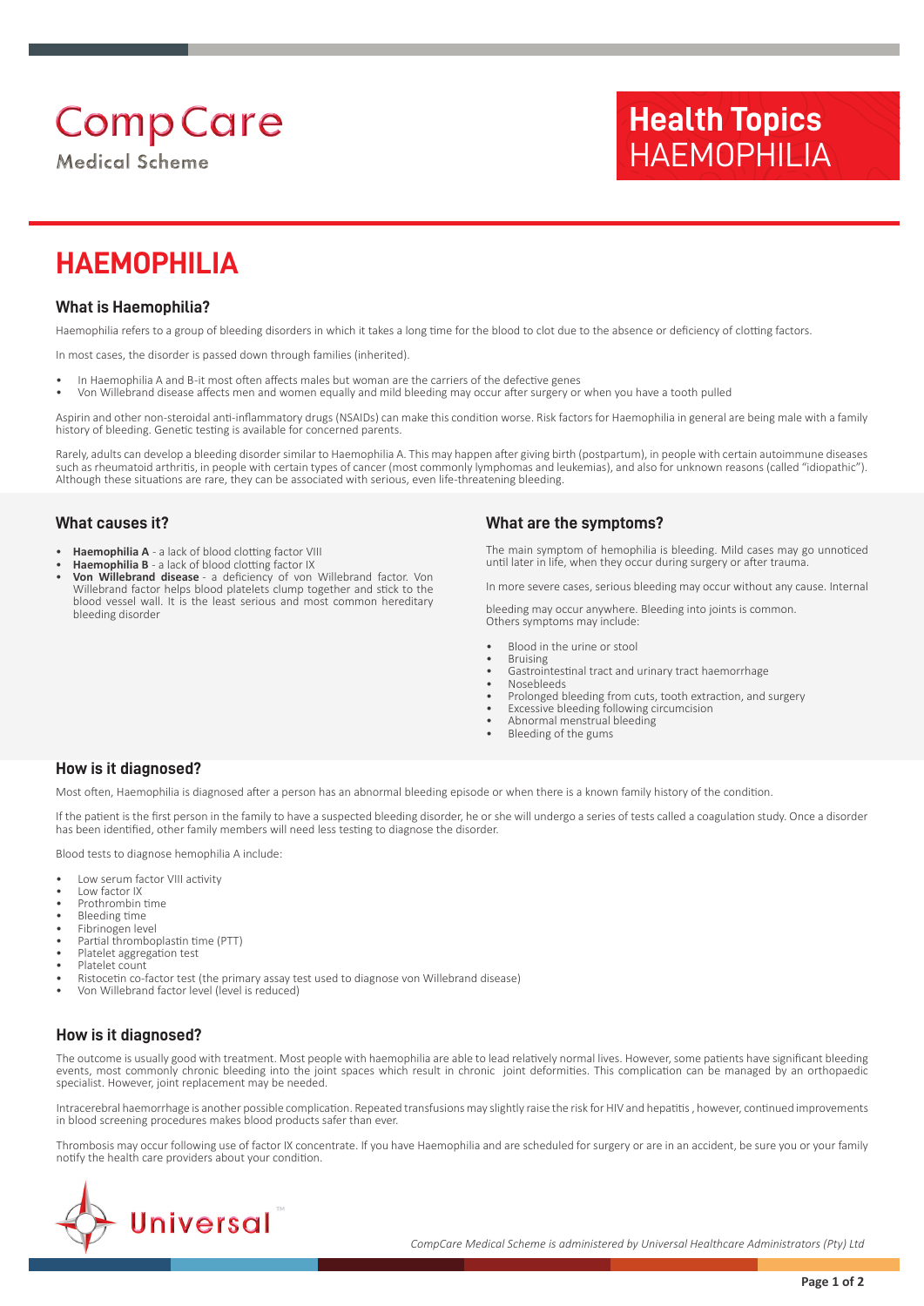# Comp Care

Medical Scheme

**Health Topics**
HAEMOPHILIA

# HAEMOPHILIA

## What is Haemophilia?

Haemophilia refers to a group of bleeding disorders in which it takes a long time for the blood to clot due to the absence or deficiency of clotting factors.

In most cases, the disorder is passed down through families (inherited).

- In Haemophilia A and B-it most often affects males but woman are the carriers of the defective genes
- Von Willebrand disease affects men and women equally and mild bleeding may occur after surgery or when you have a tooth pulled

Aspirin and other non-steroidal anti-inflammatory drugs (NSAIDs) can make this condition worse. Risk factors for Haemophilia in general are being male with a family history of bleeding. Genetic testing is available for concerned parents.

Rarely, adults can develop a bleeding disorder similar to Haemophilia A. This may happen after giving birth (postpartum), in people with certain autoimmune diseases such as rheumatoid arthritis, in people with certain types of cancer (most commonly lymphomas and leukemias), and also for unknown reasons (called "idiopathic"). Although these situations are rare, they can be associated with serious, even life-threatening bleeding.

## What causes it?

- **Haemophilia A** - a lack of blood clotting factor VIII
- **Haemophilia B** - a lack of blood clotting factor IX
- **Von Willebrand disease** - a deficiency of von Willebrand factor. Von Willebrand factor helps blood platelets clump together and stick to the blood vessel wall. It is the least serious and most common hereditary bleeding disorder

## What are the symptoms?

The main symptom of hemophilia is bleeding. Mild cases may go unnoticed until later in life, when they occur during surgery or after trauma.

In more severe cases, serious bleeding may occur without any cause. Internal

bleeding may occur anywhere. Bleeding into joints is common.
Others symptoms may include:

- Blood in the urine or stool
- Bruising
- Gastrointestinal tract and urinary tract haemorrhage
- Nosebleeds
- Prolonged bleeding from cuts, tooth extraction, and surgery
- Excessive bleeding following circumcision
- Abnormal menstrual bleeding
- Bleeding of the gums

## How is it diagnosed?

Most often, Haemophilia is diagnosed after a person has an abnormal bleeding episode or when there is a known family history of the condition.

If the patient is the first person in the family to have a suspected bleeding disorder, he or she will undergo a series of tests called a coagulation study. Once a disorder has been identified, other family members will need less testing to diagnose the disorder.

Blood tests to diagnose hemophilia A include:

- Low serum factor VIII activity
- Low factor IX
- Prothrombin time
- Bleeding time
- Fibrinogen level
- Partial thromboplastin time (PTT)
- Platelet aggregation test
- Platelet count
- Ristocetin co-factor test (the primary assay test used to diagnose von Willebrand disease)
- Von Willebrand factor level (level is reduced)

## How is it diagnosed?

The outcome is usually good with treatment. Most people with haemophilia are able to lead relatively normal lives. However, some patients have significant bleeding events, most commonly chronic bleeding into the joint spaces which result in chronic joint deformities. This complication can be managed by an orthopaedic specialist. However, joint replacement may be needed.

Intracerebral haemorrhage is another possible complication. Repeated transfusions may slightly raise the risk for HIV and hepatitis , however, continued improvements in blood screening procedures makes blood products safer than ever.

Thrombosis may occur following use of factor IX concentrate. If you have Haemophilia and are scheduled for surgery or are in an accident, be sure you or your family notify the health care providers about your condition.

Universal™

*CompCare Medical Scheme is administered by Universal Healthcare Administrators (Pty) Ltd*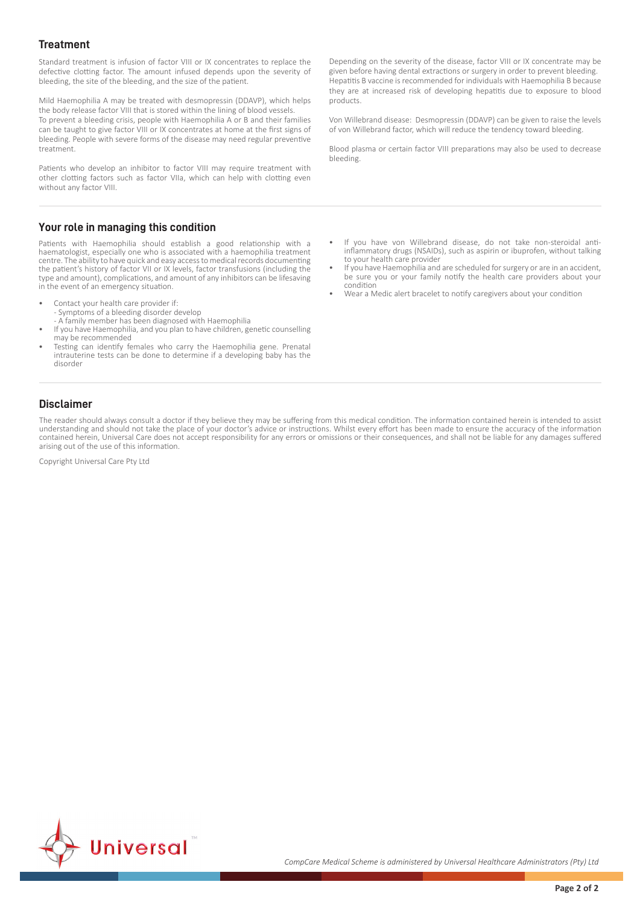## Treatment

Standard treatment is infusion of factor VIII or IX concentrates to replace the defective clotting factor. The amount infused depends upon the severity of bleeding, the site of the bleeding, and the size of the patient.

Mild Haemophilia A may be treated with desmopressin (DDAVP), which helps the body release factor VIII that is stored within the lining of blood vessels.
To prevent a bleeding crisis, people with Haemophilia A or B and their families can be taught to give factor VIII or IX concentrates at home at the first signs of bleeding. People with severe forms of the disease may need regular preventive treatment.

Patients who develop an inhibitor to factor VIII may require treatment with other clotting factors such as factor VIIa, which can help with clotting even without any factor VIII.

Depending on the severity of the disease, factor VIII or IX concentrate may be given before having dental extractions or surgery in order to prevent bleeding.
Hepatitis B vaccine is recommended for individuals with Haemophilia B because they are at increased risk of developing hepatitis due to exposure to blood products.

Von Willebrand disease: Desmopressin (DDAVP) can be given to raise the levels of von Willebrand factor, which will reduce the tendency toward bleeding.

Blood plasma or certain factor VIII preparations may also be used to decrease bleeding.

## Your role in managing this condition

Patients with Haemophilia should establish a good relationship with a haematologist, especially one who is associated with a haemophilia treatment centre. The ability to have quick and easy access to medical records documenting the patient's history of factor VII or IX levels, factor transfusions (including the type and amount), complications, and amount of any inhibitors can be lifesaving in the event of an emergency situation.

- Contact your health care provider if:
  - Symptoms of a bleeding disorder develop
  - A family member has been diagnosed with Haemophilia
- If you have Haemophilia, and you plan to have children, genetic counselling may be recommended
- Testing can identify females who carry the Haemophilia gene. Prenatal intrauterine tests can be done to determine if a developing baby has the disorder
- If you have von Willebrand disease, do not take non-steroidal anti-inflammatory drugs (NSAIDs), such as aspirin or ibuprofen, without talking to your health care provider
- If you have Haemophilia and are scheduled for surgery or are in an accident, be sure you or your family notify the health care providers about your condition
- Wear a Medic alert bracelet to notify caregivers about your condition

## Disclaimer

The reader should always consult a doctor if they believe they may be suffering from this medical condition. The information contained herein is intended to assist understanding and should not take the place of your doctor's advice or instructions. Whilst every effort has been made to ensure the accuracy of the information contained herein, Universal Care does not accept responsibility for any errors or omissions or their consequences, and shall not be liable for any damages suffered arising out of the use of this information.

Copyright Universal Care Pty Ltd

*CompCare Medical Scheme is administered by Universal Healthcare Administrators (Pty) Ltd*